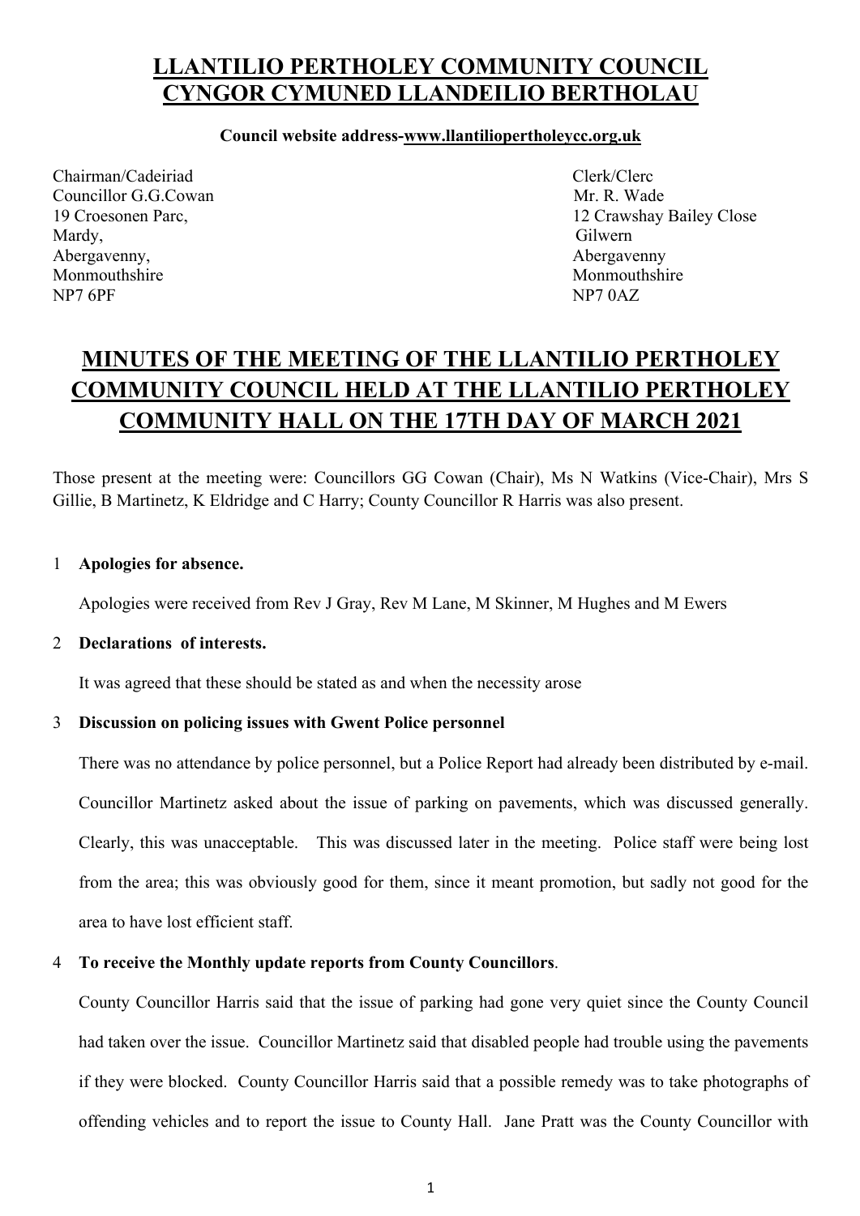# LLANTILIO PERTHOLEY COMMUNITY COUNCIL
# CYNGOR CYMUNED LLANDEILIO BERTHOLAU

**Council website address-www.llantiliopertholeycc.org.uk**

Chairman/Cadeiriad
Councillor G.G.Cowan
19 Croesonen Parc,
Mardy,
Abergavenny,
Monmouthshire
NP7 6PF

Clerk/Clerc
Mr. R. Wade
12 Crawshay Bailey Close
Gilwern
Abergavenny
Monmouthshire
NP7 0AZ

## MINUTES OF THE MEETING OF THE LLANTILIO PERTHOLEY COMMUNITY COUNCIL HELD AT THE LLANTILIO PERTHOLEY COMMUNITY HALL ON THE 17TH DAY OF MARCH 2021

Those present at the meeting were: Councillors GG Cowan (Chair), Ms N Watkins (Vice-Chair), Mrs S Gillie, B Martinetz, K Eldridge and C Harry; County Councillor R Harris was also present.

1 **Apologies for absence.**

Apologies were received from Rev J Gray, Rev M Lane, M Skinner, M Hughes and M Ewers

2 **Declarations of interests.**

It was agreed that these should be stated as and when the necessity arose

3 **Discussion on policing issues with Gwent Police personnel**

There was no attendance by police personnel, but a Police Report had already been distributed by e-mail. Councillor Martinetz asked about the issue of parking on pavements, which was discussed generally. Clearly, this was unacceptable. This was discussed later in the meeting. Police staff were being lost from the area; this was obviously good for them, since it meant promotion, but sadly not good for the area to have lost efficient staff.

4 **To receive the Monthly update reports from County Councillors**.

County Councillor Harris said that the issue of parking had gone very quiet since the County Council had taken over the issue. Councillor Martinetz said that disabled people had trouble using the pavements if they were blocked. County Councillor Harris said that a possible remedy was to take photographs of offending vehicles and to report the issue to County Hall. Jane Pratt was the County Councillor with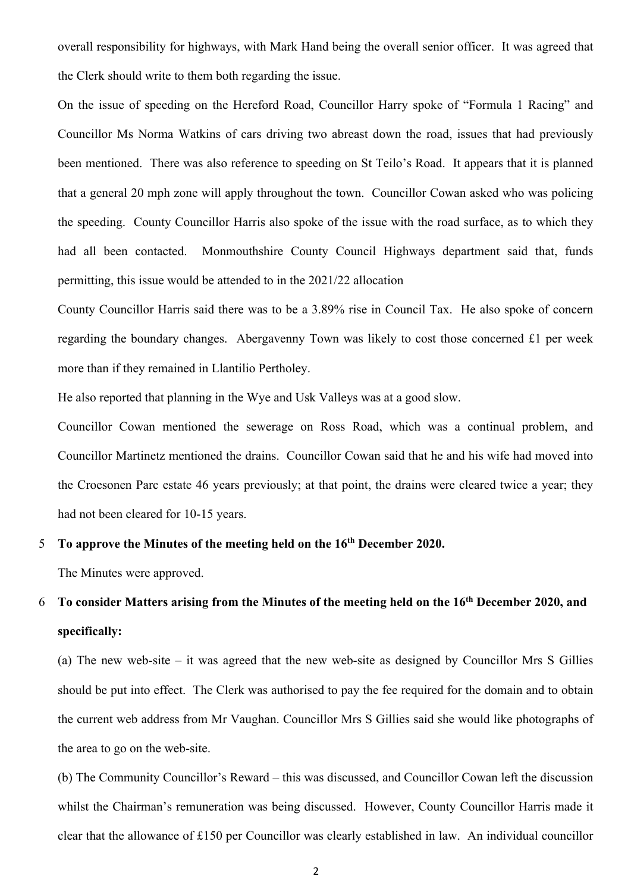overall responsibility for highways, with Mark Hand being the overall senior officer. It was agreed that the Clerk should write to them both regarding the issue.

On the issue of speeding on the Hereford Road, Councillor Harry spoke of "Formula 1 Racing" and Councillor Ms Norma Watkins of cars driving two abreast down the road, issues that had previously been mentioned. There was also reference to speeding on St Teilo's Road. It appears that it is planned that a general 20 mph zone will apply throughout the town. Councillor Cowan asked who was policing the speeding. County Councillor Harris also spoke of the issue with the road surface, as to which they had all been contacted. Monmouthshire County Council Highways department said that, funds permitting, this issue would be attended to in the 2021/22 allocation

County Councillor Harris said there was to be a 3.89% rise in Council Tax. He also spoke of concern regarding the boundary changes. Abergavenny Town was likely to cost those concerned £1 per week more than if they remained in Llantilio Pertholey.

He also reported that planning in the Wye and Usk Valleys was at a good slow.

Councillor Cowan mentioned the sewerage on Ross Road, which was a continual problem, and Councillor Martinetz mentioned the drains. Councillor Cowan said that he and his wife had moved into the Croesonen Parc estate 46 years previously; at that point, the drains were cleared twice a year; they had not been cleared for 10-15 years.

5 **To approve the Minutes of the meeting held on the 16th December 2020.**

The Minutes were approved.

6 **To consider Matters arising from the Minutes of the meeting held on the 16th December 2020, and specifically:**

(a) The new web-site – it was agreed that the new web-site as designed by Councillor Mrs S Gillies should be put into effect. The Clerk was authorised to pay the fee required for the domain and to obtain the current web address from Mr Vaughan. Councillor Mrs S Gillies said she would like photographs of the area to go on the web-site.

(b) The Community Councillor's Reward – this was discussed, and Councillor Cowan left the discussion whilst the Chairman's remuneration was being discussed. However, County Councillor Harris made it clear that the allowance of £150 per Councillor was clearly established in law. An individual councillor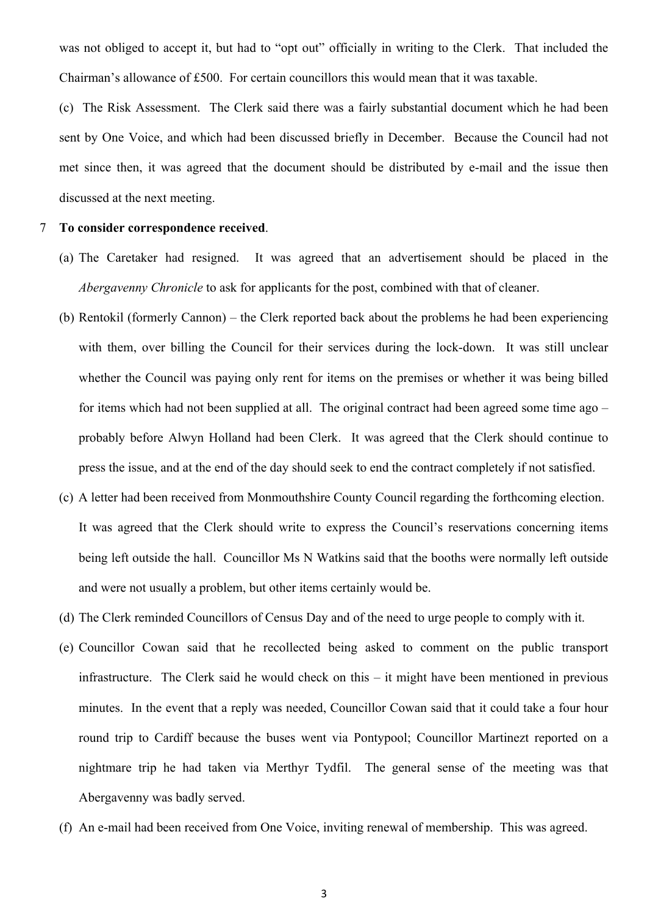was not obliged to accept it, but had to "opt out" officially in writing to the Clerk. That included the Chairman's allowance of £500. For certain councillors this would mean that it was taxable.

(c) The Risk Assessment. The Clerk said there was a fairly substantial document which he had been sent by One Voice, and which had been discussed briefly in December. Because the Council had not met since then, it was agreed that the document should be distributed by e-mail and the issue then discussed at the next meeting.

7 **To consider correspondence received**.

(a) The Caretaker had resigned. It was agreed that an advertisement should be placed in the *Abergavenny Chronicle* to ask for applicants for the post, combined with that of cleaner.

(b) Rentokil (formerly Cannon) – the Clerk reported back about the problems he had been experiencing with them, over billing the Council for their services during the lock-down. It was still unclear whether the Council was paying only rent for items on the premises or whether it was being billed for items which had not been supplied at all. The original contract had been agreed some time ago – probably before Alwyn Holland had been Clerk. It was agreed that the Clerk should continue to press the issue, and at the end of the day should seek to end the contract completely if not satisfied.

(c) A letter had been received from Monmouthshire County Council regarding the forthcoming election. It was agreed that the Clerk should write to express the Council's reservations concerning items being left outside the hall. Councillor Ms N Watkins said that the booths were normally left outside and were not usually a problem, but other items certainly would be.

(d) The Clerk reminded Councillors of Census Day and of the need to urge people to comply with it.

(e) Councillor Cowan said that he recollected being asked to comment on the public transport infrastructure. The Clerk said he would check on this – it might have been mentioned in previous minutes. In the event that a reply was needed, Councillor Cowan said that it could take a four hour round trip to Cardiff because the buses went via Pontypool; Councillor Martinezt reported on a nightmare trip he had taken via Merthyr Tydfil. The general sense of the meeting was that Abergavenny was badly served.

(f) An e-mail had been received from One Voice, inviting renewal of membership. This was agreed.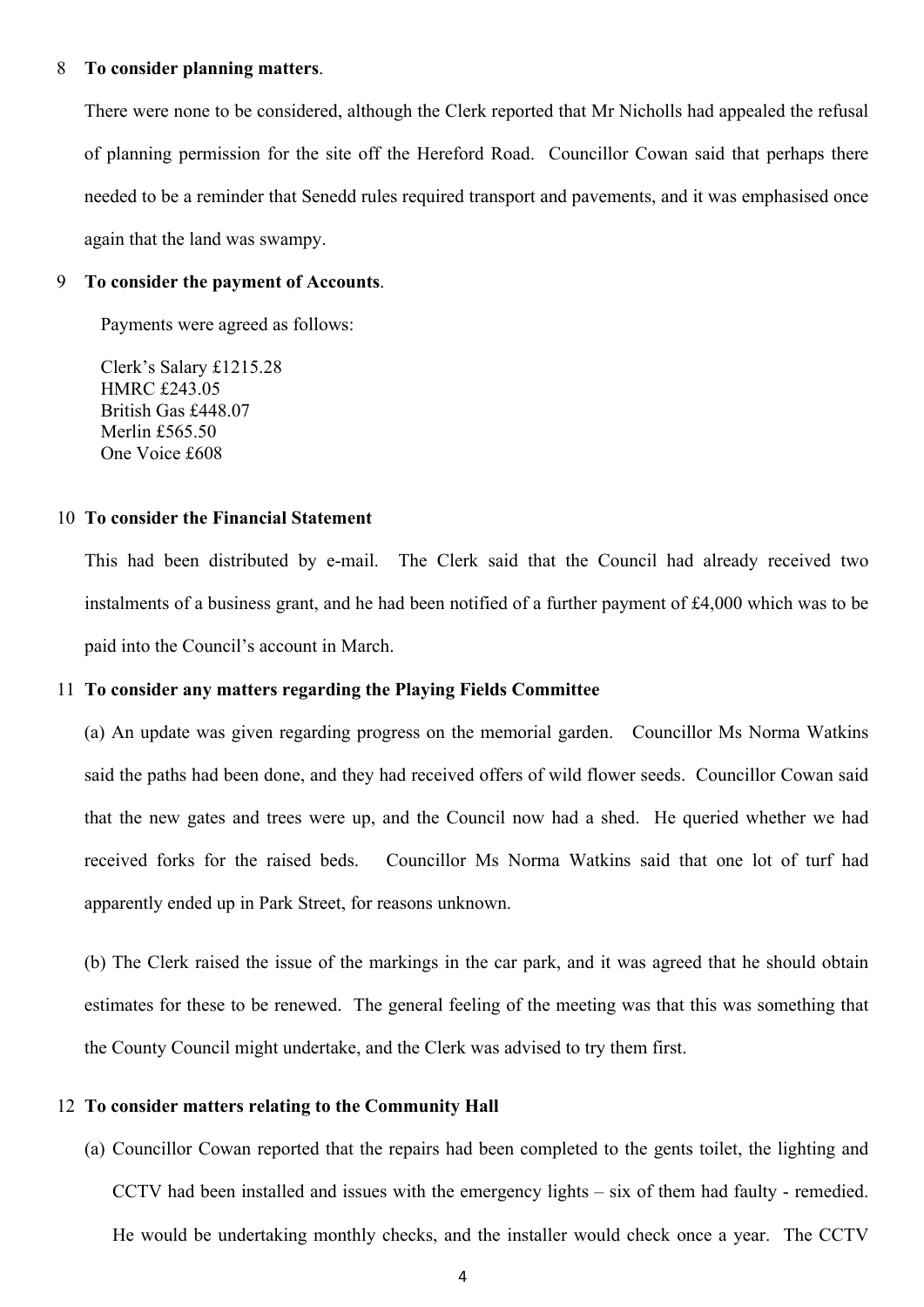8 **To consider planning matters**.

There were none to be considered, although the Clerk reported that Mr Nicholls had appealed the refusal of planning permission for the site off the Hereford Road. Councillor Cowan said that perhaps there needed to be a reminder that Senedd rules required transport and pavements, and it was emphasised once again that the land was swampy.

9 **To consider the payment of Accounts**.

Payments were agreed as follows:

Clerk's Salary £1215.28
HMRC £243.05
British Gas £448.07
Merlin £565.50
One Voice £608

10 **To consider the Financial Statement**

This had been distributed by e-mail. The Clerk said that the Council had already received two instalments of a business grant, and he had been notified of a further payment of £4,000 which was to be paid into the Council's account in March.

11 **To consider any matters regarding the Playing Fields Committee**

(a) An update was given regarding progress on the memorial garden. Councillor Ms Norma Watkins said the paths had been done, and they had received offers of wild flower seeds. Councillor Cowan said that the new gates and trees were up, and the Council now had a shed. He queried whether we had received forks for the raised beds. Councillor Ms Norma Watkins said that one lot of turf had apparently ended up in Park Street, for reasons unknown.

(b) The Clerk raised the issue of the markings in the car park, and it was agreed that he should obtain estimates for these to be renewed. The general feeling of the meeting was that this was something that the County Council might undertake, and the Clerk was advised to try them first.

12 **To consider matters relating to the Community Hall**

(a) Councillor Cowan reported that the repairs had been completed to the gents toilet, the lighting and CCTV had been installed and issues with the emergency lights – six of them had faulty - remedied. He would be undertaking monthly checks, and the installer would check once a year. The CCTV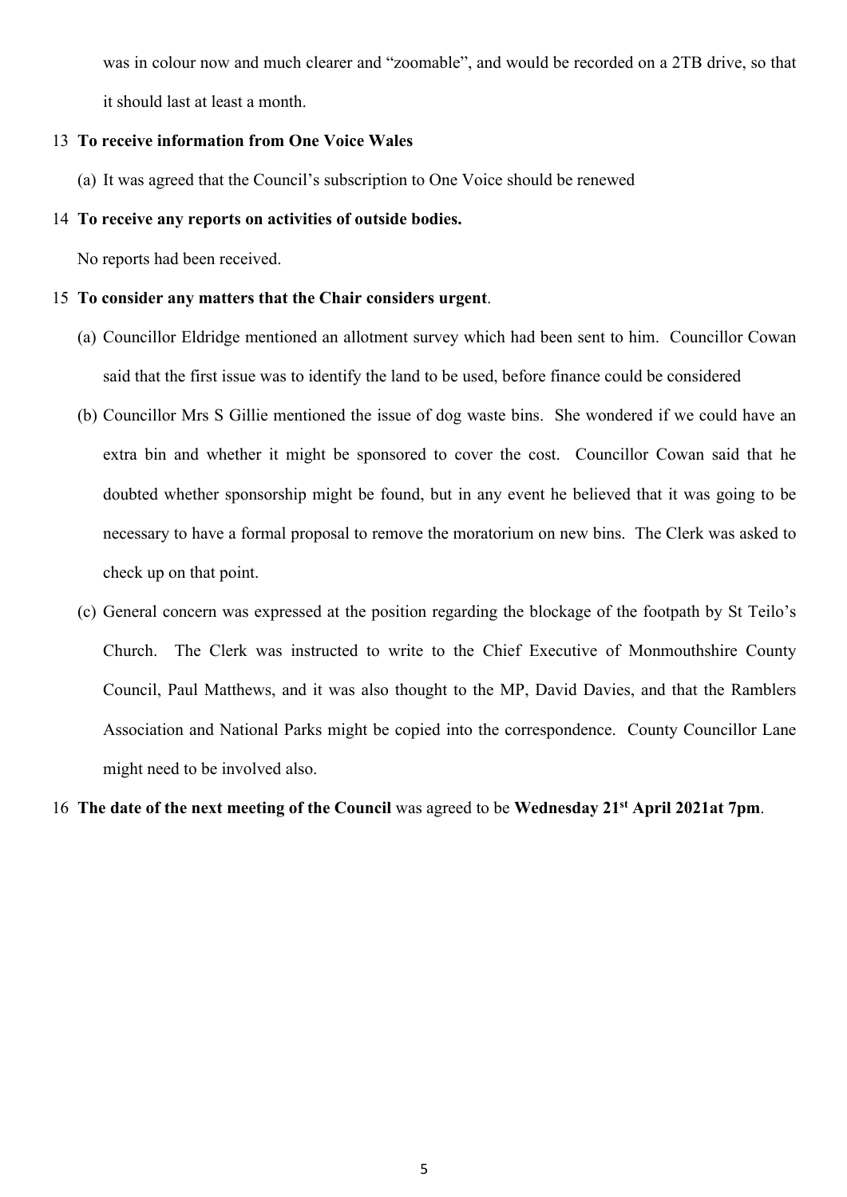was in colour now and much clearer and "zoomable", and would be recorded on a 2TB drive, so that it should last at least a month.

13 **To receive information from One Voice Wales**

(a) It was agreed that the Council's subscription to One Voice should be renewed

14 **To receive any reports on activities of outside bodies.**

No reports had been received.

15 **To consider any matters that the Chair considers urgent**.

(a) Councillor Eldridge mentioned an allotment survey which had been sent to him. Councillor Cowan said that the first issue was to identify the land to be used, before finance could be considered

(b) Councillor Mrs S Gillie mentioned the issue of dog waste bins. She wondered if we could have an extra bin and whether it might be sponsored to cover the cost. Councillor Cowan said that he doubted whether sponsorship might be found, but in any event he believed that it was going to be necessary to have a formal proposal to remove the moratorium on new bins. The Clerk was asked to check up on that point.

(c) General concern was expressed at the position regarding the blockage of the footpath by St Teilo's Church. The Clerk was instructed to write to the Chief Executive of Monmouthshire County Council, Paul Matthews, and it was also thought to the MP, David Davies, and that the Ramblers Association and National Parks might be copied into the correspondence. County Councillor Lane might need to be involved also.

16 **The date of the next meeting of the Council** was agreed to be **Wednesday 21st April 2021at 7pm**.